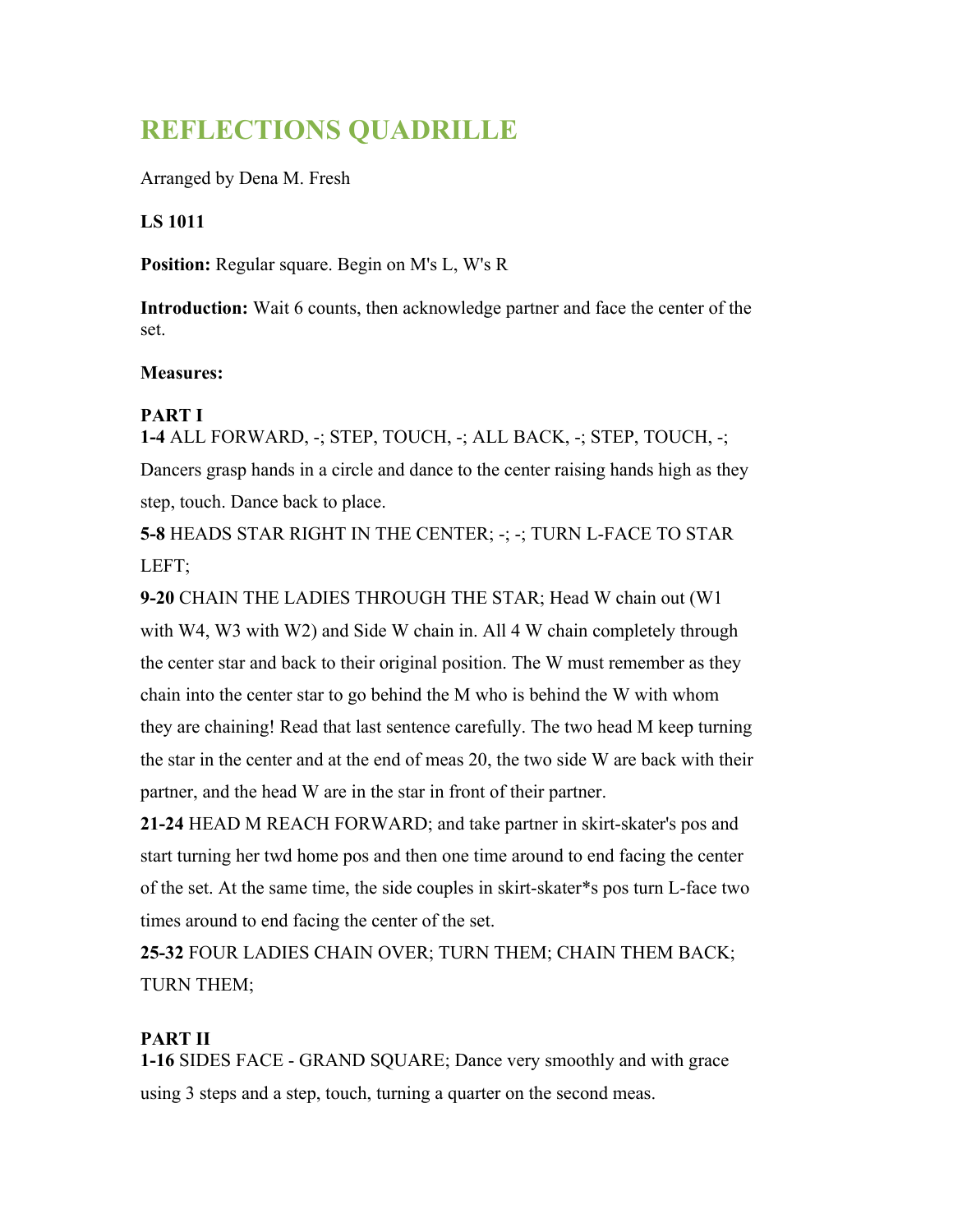# REFLECTIONS QUADRILLE

Arranged by Dena M. Fresh

**LS 1011**

**Position:** Regular square. Begin on M's L, W's R

**Introduction:** Wait 6 counts, then acknowledge partner and face the center of the set.

**Measures:**

**PART I**

**1-4** ALL FORWARD, -; STEP, TOUCH, -; ALL BACK, -; STEP, TOUCH, -;
Dancers grasp hands in a circle and dance to the center raising hands high as they step, touch. Dance back to place.

**5-8** HEADS STAR RIGHT IN THE CENTER; -; -; TURN L-FACE TO STAR LEFT;

**9-20** CHAIN THE LADIES THROUGH THE STAR; Head W chain out (W1 with W4, W3 with W2) and Side W chain in. All 4 W chain completely through the center star and back to their original position. The W must remember as they chain into the center star to go behind the M who is behind the W with whom they are chaining! Read that last sentence carefully. The two head M keep turning the star in the center and at the end of meas 20, the two side W are back with their partner, and the head W are in the star in front of their partner.

**21-24** HEAD M REACH FORWARD; and take partner in skirt-skater's pos and start turning her twd home pos and then one time around to end facing the center of the set. At the same time, the side couples in skirt-skater*s pos turn L-face two times around to end facing the center of the set.

**25-32** FOUR LADIES CHAIN OVER; TURN THEM; CHAIN THEM BACK; TURN THEM;

**PART II**

**1-16** SIDES FACE - GRAND SQUARE; Dance very smoothly and with grace using 3 steps and a step, touch, turning a quarter on the second meas.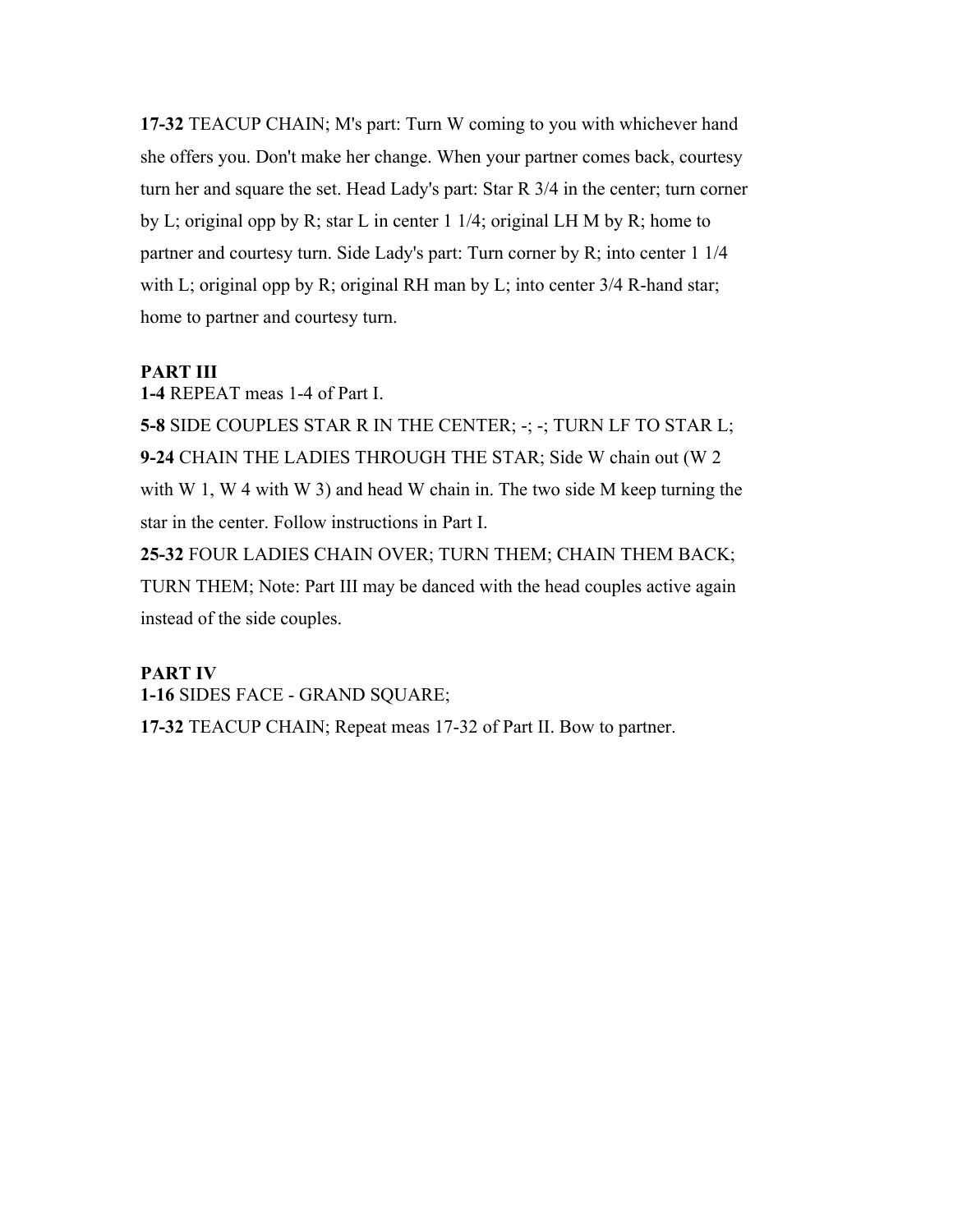**17-32** TEACUP CHAIN; M's part: Turn W coming to you with whichever hand she offers you. Don't make her change. When your partner comes back, courtesy turn her and square the set. Head Lady's part: Star R 3/4 in the center; turn corner by L; original opp by R; star L in center 1 1/4; original LH M by R; home to partner and courtesy turn. Side Lady's part: Turn corner by R; into center 1 1/4 with L; original opp by R; original RH man by L; into center 3/4 R-hand star; home to partner and courtesy turn.

**PART III**

**1-4** REPEAT meas 1-4 of Part I.

**5-8** SIDE COUPLES STAR R IN THE CENTER; -; -; TURN LF TO STAR L;

**9-24** CHAIN THE LADIES THROUGH THE STAR; Side W chain out (W 2 with W 1, W 4 with W 3) and head W chain in. The two side M keep turning the star in the center. Follow instructions in Part I.

**25-32** FOUR LADIES CHAIN OVER; TURN THEM; CHAIN THEM BACK; TURN THEM; Note: Part III may be danced with the head couples active again instead of the side couples.

**PART IV**

**1-16** SIDES FACE - GRAND SQUARE;

**17-32** TEACUP CHAIN; Repeat meas 17-32 of Part II. Bow to partner.